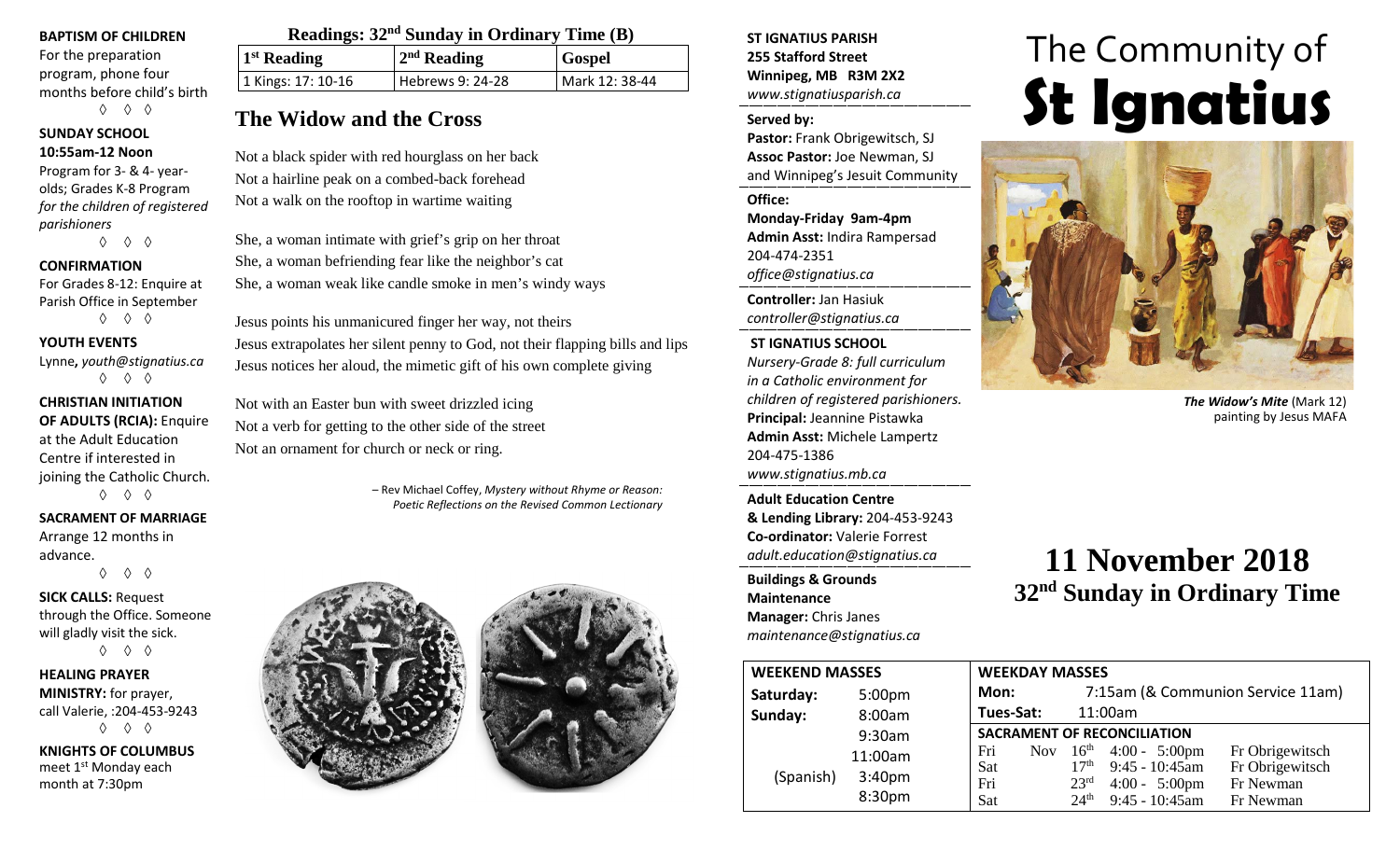**BAPTISM OF CHILDREN**
For the preparation program, phone four months before child's birth

◊ ◊ ◊

**SUNDAY SCHOOL 10:55am-12 Noon**
Program for 3- & 4- year-olds; Grades K-8 Program *for the children of registered parishioners*

◊ ◊ ◊

**CONFIRMATION**
For Grades 8-12: Enquire at Parish Office in September

◊ ◊ ◊

**YOUTH EVENTS**
Lynne**,** *youth@stignatius.ca*

◊ ◊ ◊

**CHRISTIAN INITIATION OF ADULTS (RCIA):** Enquire at the Adult Education Centre if interested in joining the Catholic Church.

◊ ◊ ◊

**SACRAMENT OF MARRIAGE**
Arrange 12 months in advance.

◊ ◊ ◊

**SICK CALLS:** Request through the Office. Someone will gladly visit the sick.

◊ ◊ ◊

**HEALING PRAYER MINISTRY:** for prayer, call Valerie, :204-453-9243

◊ ◊ ◊

**KNIGHTS OF COLUMBUS** meet 1st Monday each month at 7:30pm

**Readings: 32nd Sunday in Ordinary Time (B)**

| 1st Reading | 2nd Reading | Gospel |
|---|---|---|
| 1 Kings: 17: 10-16 | Hebrews 9: 24-28 | Mark 12: 38-44 |

## The Widow and the Cross

Not a black spider with red hourglass on her back
Not a hairline peak on a combed-back forehead
Not a walk on the rooftop in wartime waiting

She, a woman intimate with grief's grip on her throat
She, a woman befriending fear like the neighbor's cat
She, a woman weak like candle smoke in men's windy ways

Jesus points his unmanicured finger her way, not theirs
Jesus extrapolates her silent penny to God, not their flapping bills and lips
Jesus notices her aloud, the mimetic gift of his own complete giving

Not with an Easter bun with sweet drizzled icing
Not a verb for getting to the other side of the street
Not an ornament for church or neck or ring.

– Rev Michael Coffey, *Mystery without Rhyme or Reason: Poetic Reflections on the Revised Common Lectionary*

**ST IGNATIUS PARISH**
**255 Stafford Street**
**Winnipeg, MB R3M 2X2**
*www.stignatiusparish.ca*

**Served by:**
**Pastor:** Frank Obrigewitsch, SJ
**Assoc Pastor:** Joe Newman, SJ
and Winnipeg's Jesuit Community

**Office:**
**Monday-Friday 9am-4pm**
**Admin Asst:** Indira Rampersad
204-474-2351
*office@stignatius.ca*

**Controller:** Jan Hasiuk
*controller@stignatius.ca*

**ST IGNATIUS SCHOOL**
*Nursery-Grade 8: full curriculum in a Catholic environment for children of registered parishioners.*
**Principal:** Jeannine Pistawka
**Admin Asst:** Michele Lampertz
204-475-1386
*www.stignatius.mb.ca*

**Adult Education Centre & Lending Library:** 204-453-9243
**Co-ordinator:** Valerie Forrest
*adult.education@stignatius.ca*

**Buildings & Grounds Maintenance**
**Manager:** Chris Janes
*maintenance@stignatius.ca*

# The Community of St Ignatius

***The Widow's Mite*** (Mark 12) painting by Jesus MAFA

# 11 November 2018
## 32nd Sunday in Ordinary Time

| WEEKEND MASSES | |
|---|---|
| Saturday: | 5:00pm |
| Sunday: | 8:00am |
| | 9:30am |
| | 11:00am |
| (Spanish) | 3:40pm |
| | 8:30pm |

**WEEKDAY MASSES**
**Mon:** 7:15am (& Communion Service 11am)
**Tues-Sat:** 11:00am

**SACRAMENT OF RECONCILIATION**

| | | | | |
|---|---|---|---|---|
| Fri | Nov | 16th | 4:00 - 5:00pm | Fr Obrigewitsch |
| Sat | | 17th | 9:45 - 10:45am | Fr Obrigewitsch |
| Fri | | 23rd | 4:00 - 5:00pm | Fr Newman |
| Sat | | 24th | 9:45 - 10:45am | Fr Newman |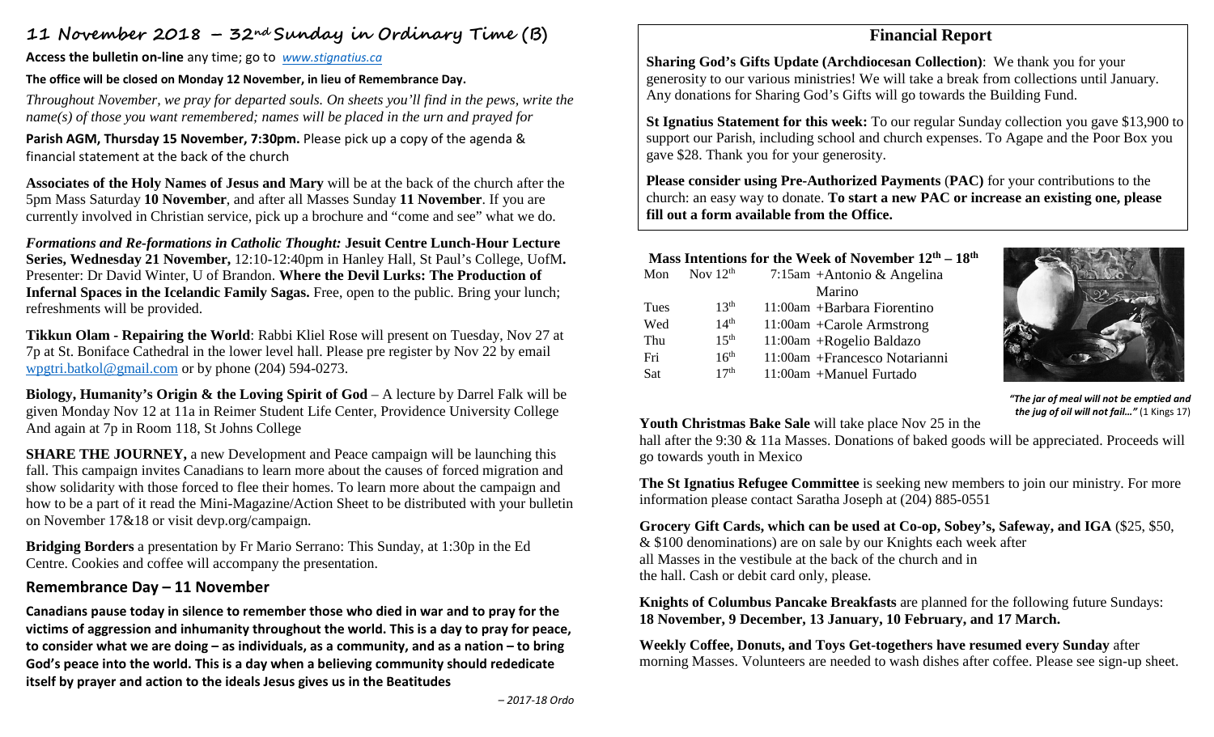# 11 November 2018 – 32nd Sunday in Ordinary Time (B)

**Access the bulletin on-line** any time; go to *www.stignatius.ca*

**The office will be closed on Monday 12 November, in lieu of Remembrance Day.**

*Throughout November, we pray for departed souls. On sheets you'll find in the pews, write the name(s) of those you want remembered; names will be placed in the urn and prayed for*

**Parish AGM, Thursday 15 November, 7:30pm.** Please pick up a copy of the agenda & financial statement at the back of the church

**Associates of the Holy Names of Jesus and Mary** will be at the back of the church after the 5pm Mass Saturday **10 November**, and after all Masses Sunday **11 November**. If you are currently involved in Christian service, pick up a brochure and "come and see" what we do.

***Formations and Re-formations in Catholic Thought:* Jesuit Centre Lunch-Hour Lecture Series, Wednesday 21 November,** 12:10-12:40pm in Hanley Hall, St Paul's College, UofM**.** Presenter: Dr David Winter, U of Brandon. **Where the Devil Lurks: The Production of Infernal Spaces in the Icelandic Family Sagas.** Free, open to the public. Bring your lunch; refreshments will be provided.

**Tikkun Olam - Repairing the World**: Rabbi Kliel Rose will present on Tuesday, Nov 27 at 7p at St. Boniface Cathedral in the lower level hall. Please pre register by Nov 22 by email wpgtri.batkol@gmail.com or by phone (204) 594-0273.

**Biology, Humanity's Origin & the Loving Spirit of God** – A lecture by Darrel Falk will be given Monday Nov 12 at 11a in Reimer Student Life Center, Providence University College And again at 7p in Room 118, St Johns College

**SHARE THE JOURNEY,** a new Development and Peace campaign will be launching this fall. This campaign invites Canadians to learn more about the causes of forced migration and show solidarity with those forced to flee their homes. To learn more about the campaign and how to be a part of it read the Mini-Magazine/Action Sheet to be distributed with your bulletin on November 17&18 or visit devp.org/campaign.

**Bridging Borders** a presentation by Fr Mario Serrano: This Sunday, at 1:30p in the Ed Centre. Cookies and coffee will accompany the presentation.

## Remembrance Day – 11 November

**Canadians pause today in silence to remember those who died in war and to pray for the victims of aggression and inhumanity throughout the world. This is a day to pray for peace, to consider what we are doing – as individuals, as a community, and as a nation – to bring God's peace into the world. This is a day when a believing community should rededicate itself by prayer and action to the ideals Jesus gives us in the Beatitudes**

*– 2017-18 Ordo*

## Financial Report

**Sharing God's Gifts Update (Archdiocesan Collection)**: We thank you for your generosity to our various ministries! We will take a break from collections until January. Any donations for Sharing God's Gifts will go towards the Building Fund.

**St Ignatius Statement for this week:** To our regular Sunday collection you gave $13,900 to support our Parish, including school and church expenses. To Agape and the Poor Box you gave $28. Thank you for your generosity.

**Please consider using Pre-Authorized Payments** (**PAC)** for your contributions to the church: an easy way to donate. **To start a new PAC or increase an existing one, please fill out a form available from the Office.**

**Mass Intentions for the Week of November 12th – 18th**

| | | |
|---|---|---|
| Mon | Nov 12th | 7:15am +Antonio & Angelina Marino |
| Tues | 13th | 11:00am +Barbara Fiorentino |
| Wed | 14th | 11:00am +Carole Armstrong |
| Thu | 15th | 11:00am +Rogelio Baldazo |
| Fri | 16th | 11:00am +Francesco Notarianni |
| Sat | 17th | 11:00am +Manuel Furtado |

***"The jar of meal will not be emptied and the jug of oil will not fail…"*** (1 Kings 17)

**Youth Christmas Bake Sale** will take place Nov 25 in the hall after the 9:30 & 11a Masses. Donations of baked goods will be appreciated. Proceeds will go towards youth in Mexico

**The St Ignatius Refugee Committee** is seeking new members to join our ministry. For more information please contact Saratha Joseph at (204) 885-0551

**Grocery Gift Cards, which can be used at Co-op, Sobey's, Safeway, and IGA** ($25, $50, & $100 denominations) are on sale by our Knights each week after all Masses in the vestibule at the back of the church and in the hall. Cash or debit card only, please.

**Knights of Columbus Pancake Breakfasts** are planned for the following future Sundays: **18 November, 9 December, 13 January, 10 February, and 17 March.**

**Weekly Coffee, Donuts, and Toys Get-togethers have resumed every Sunday** after morning Masses. Volunteers are needed to wash dishes after coffee. Please see sign-up sheet.